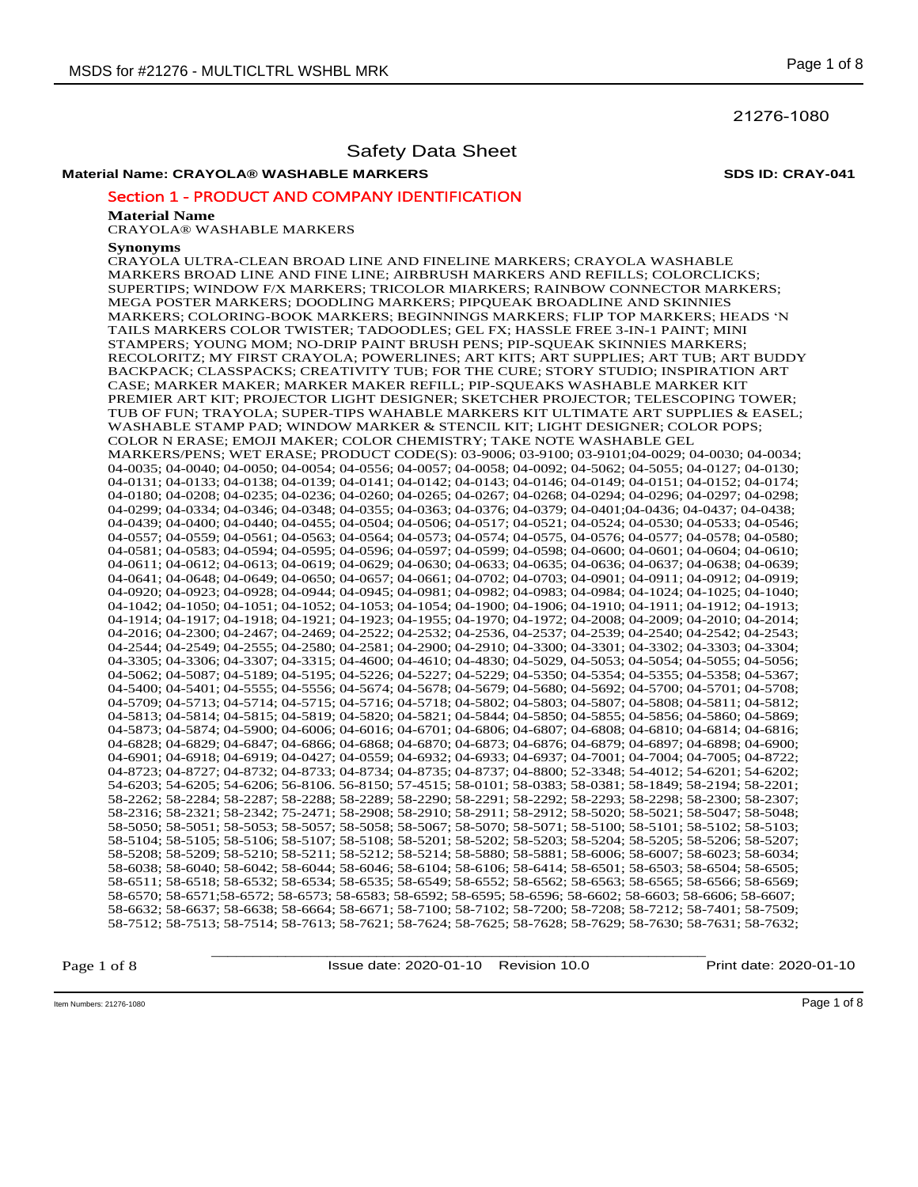21276-1080

# Safety Data Sheet

**Material Name: CRAYOLA® WASHABLE MARKERS** **SDS ID: CRAY-041**

## Section 1 - PRODUCT AND COMPANY IDENTIFICATION

**Material Name**

CRAYOLA® WASHABLE MARKERS

**Synonyms**

CRAYOLA ULTRA-CLEAN BROAD LINE AND FINELINE MARKERS; CRAYOLA WASHABLE MARKERS BROAD LINE AND FINE LINE; AIRBRUSH MARKERS AND REFILLS; COLORCLICKS; SUPERTIPS; WINDOW F/X MARKERS; TRICOLOR MIARKERS; RAINBOW CONNECTOR MARKERS; MEGA POSTER MARKERS; DOODLING MARKERS; PIPQUEAK BROADLINE AND SKINNIES MARKERS; COLORING-BOOK MARKERS; BEGINNINGS MARKERS; FLIP TOP MARKERS; HEADS 'N TAILS MARKERS COLOR TWISTER; TADOODLES; GEL FX; HASSLE FREE 3-IN-1 PAINT; MINI STAMPERS; YOUNG MOM; NO-DRIP PAINT BRUSH PENS; PIP-SQUEAK SKINNIES MARKERS; RECOLORITZ; MY FIRST CRAYOLA; POWERLINES; ART KITS; ART SUPPLIES; ART TUB; ART BUDDY BACKPACK; CLASSPACKS; CREATIVITY TUB; FOR THE CURE; STORY STUDIO; INSPIRATION ART CASE; MARKER MAKER; MARKER MAKER REFILL; PIP-SQUEAKS WASHABLE MARKER KIT PREMIER ART KIT; PROJECTOR LIGHT DESIGNER; SKETCHER PROJECTOR; TELESCOPING TOWER; TUB OF FUN; TRAYOLA; SUPER-TIPS WAHABLE MARKERS KIT ULTIMATE ART SUPPLIES & EASEL; WASHABLE STAMP PAD; WINDOW MARKER & STENCIL KIT; LIGHT DESIGNER; COLOR POPS; COLOR N ERASE; EMOJI MAKER; COLOR CHEMISTRY; TAKE NOTE WASHABLE GEL MARKERS/PENS; WET ERASE; PRODUCT CODE(S): 03-9006; 03-9100; 03-9101;04-0029; 04-0030; 04-0034; 04-0035; 04-0040; 04-0050; 04-0054; 04-0556; 04-0057; 04-0058; 04-0092; 04-5062; 04-5055; 04-0127; 04-0130; 04-0131; 04-0133; 04-0138; 04-0139; 04-0141; 04-0142; 04-0143; 04-0146; 04-0149; 04-0151; 04-0152; 04-0174; 04-0180; 04-0208; 04-0235; 04-0236; 04-0260; 04-0265; 04-0267; 04-0268; 04-0294; 04-0296; 04-0297; 04-0298; 04-0299; 04-0334; 04-0346; 04-0348; 04-0355; 04-0363; 04-0376; 04-0379; 04-0401;04-0436; 04-0437; 04-0438; 04-0439; 04-0400; 04-0440; 04-0455; 04-0504; 04-0506; 04-0517; 04-0521; 04-0524; 04-0530; 04-0533; 04-0546; 04-0557; 04-0559; 04-0561; 04-0563; 04-0564; 04-0573; 04-0574; 04-0575; 04-0576; 04-0577; 04-0578; 04-0580; 04-0581; 04-0583; 04-0594; 04-0595; 04-0596; 04-0597; 04-0599; 04-0598; 04-0600; 04-0601; 04-0604; 04-0610; 04-0611; 04-0612; 04-0613; 04-0619; 04-0629; 04-0630; 04-0633; 04-0635; 04-0636; 04-0637; 04-0638; 04-0639; 04-0641; 04-0648; 04-0649; 04-0650; 04-0657; 04-0661; 04-0702; 04-0703; 04-0901; 04-0911; 04-0912; 04-0919; 04-0920; 04-0923; 04-0928; 04-0944; 04-0945; 04-0981; 04-0982; 04-0983; 04-0984; 04-1024; 04-1025; 04-1040; 04-1042; 04-1050; 04-1051; 04-1052; 04-1053; 04-1054; 04-1900; 04-1906; 04-1910; 04-1911; 04-1912; 04-1913; 04-1914; 04-1917; 04-1918; 04-1921; 04-1923; 04-1955; 04-1970; 04-1972; 04-2008; 04-2009; 04-2010; 04-2014; 04-2016; 04-2300; 04-2467; 04-2469; 04-2522; 04-2532; 04-2536; 04-2537; 04-2539; 04-2540; 04-2542; 04-2543; 04-2544; 04-2549; 04-2555; 04-2580; 04-2581; 04-2900; 04-2910; 04-3300; 04-3301; 04-3302; 04-3303; 04-3304; 04-3305; 04-3306; 04-3307; 04-3315; 04-4600; 04-4610; 04-4830; 04-5029, 04-5053; 04-5054; 04-5055; 04-5056; 04-5062; 04-5087; 04-5189; 04-5195; 04-5226; 04-5227; 04-5229; 04-5350; 04-5354; 04-5355; 04-5358; 04-5367; 04-5400; 04-5401; 04-5555; 04-5556; 04-5674; 04-5678; 04-5679; 04-5680; 04-5692; 04-5700; 04-5701; 04-5708; 04-5709; 04-5713; 04-5714; 04-5715; 04-5716; 04-5718; 04-5802; 04-5803; 04-5807; 04-5808; 04-5811; 04-5812; 04-5813; 04-5814; 04-5815; 04-5819; 04-5820; 04-5821; 04-5844; 04-5850; 04-5855; 04-5856; 04-5860; 04-5869; 04-5873; 04-5874; 04-5900; 04-6006; 04-6016; 04-6701; 04-6806; 04-6807; 04-6808; 04-6810; 04-6814; 04-6816; 04-6828; 04-6829; 04-6847; 04-6866; 04-6868; 04-6870; 04-6873; 04-6876; 04-6879; 04-6897; 04-6898; 04-6900; 04-6901; 04-6918; 04-6919; 04-0427; 04-0559; 04-6932; 04-6933; 04-6937; 04-7001; 04-7004; 04-7005; 04-8722; 04-8723; 04-8727; 04-8732; 04-8733; 04-8734; 04-8735; 04-8737; 04-8800; 52-3348; 54-4012; 54-6201; 54-6202; 54-6203; 54-6205; 54-6206; 56-8106. 56-8150; 57-4515; 58-0101; 58-0383; 58-0381; 58-1849; 58-2194; 58-2201; 58-2262; 58-2284; 58-2287; 58-2288; 58-2289; 58-2290; 58-2291; 58-2292; 58-2293; 58-2298; 58-2300; 58-2307; 58-2316; 58-2321; 58-2342; 75-2471; 58-2908; 58-2910; 58-2911; 58-2912; 58-5020; 58-5021; 58-5047; 58-5048; 58-5050; 58-5051; 58-5053; 58-5057; 58-5058; 58-5067; 58-5070; 58-5071; 58-5100; 58-5101; 58-5102; 58-5103; 58-5104; 58-5105; 58-5106; 58-5107; 58-5108; 58-5201; 58-5202; 58-5203; 58-5204; 58-5205; 58-5206; 58-5207; 58-5208; 58-5209; 58-5210; 58-5211; 58-5212; 58-5214; 58-5880; 58-5881; 58-6006; 58-6007; 58-6023; 58-6034; 58-6038; 58-6040; 58-6042; 58-6044; 58-6046; 58-6104; 58-6106; 58-6414; 58-6501; 58-6503; 58-6504; 58-6505; 58-6511; 58-6518; 58-6532; 58-6534; 58-6535; 58-6549; 58-6552; 58-6562; 58-6563; 58-6565; 58-6566; 58-6569; 58-6570; 58-6571;58-6572; 58-6573; 58-6583; 58-6592; 58-6595; 58-6596; 58-6602; 58-6603; 58-6606; 58-6607; 58-6632; 58-6637; 58-6638; 58-6664; 58-6671; 58-7100; 58-7102; 58-7200; 58-7208; 58-7212; 58-7401; 58-7509; 58-7512; 58-7513; 58-7514; 58-7613; 58-7621; 58-7624; 58-7625; 58-7628; 58-7629; 58-7630; 58-7631; 58-7632;

Issue date: 2020-01-10 Revision 10.0 Print date: 2020-01-10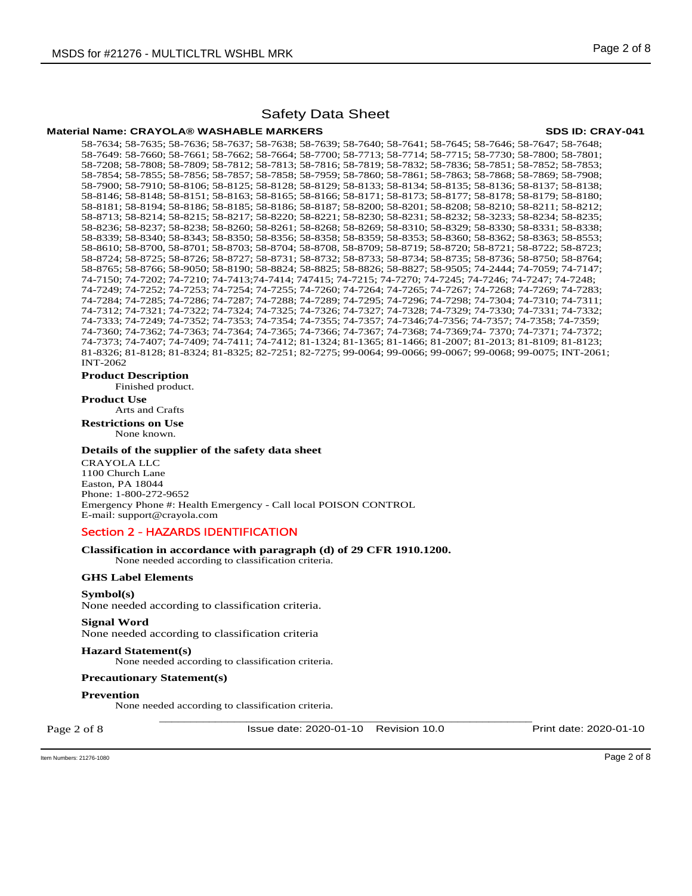# Safety Data Sheet

**Material Name: CRAYOLA® WASHABLE MARKERS** **SDS ID: CRAY-041**

58-7634; 58-7635; 58-7636; 58-7637; 58-7638; 58-7639; 58-7640; 58-7641; 58-7645; 58-7646; 58-7647; 58-7648; 58-7649: 58-7660; 58-7661; 58-7662; 58-7664; 58-7700; 58-7713; 58-7714; 58-7715; 58-7730; 58-7800; 58-7801; 58-7208; 58-7808; 58-7809; 58-7812; 58-7813; 58-7816; 58-7819; 58-7832; 58-7836; 58-7851; 58-7852; 58-7853; 58-7854; 58-7855; 58-7856; 58-7857; 58-7858; 58-7959; 58-7860; 58-7861; 58-7863; 58-7868; 58-7869; 58-7908; 58-7900; 58-7910; 58-8106; 58-8125; 58-8128; 58-8129; 58-8133; 58-8134; 58-8135; 58-8136; 58-8137; 58-8138; 58-8146; 58-8148; 58-8151; 58-8163; 58-8165; 58-8166; 58-8171; 58-8173; 58-8177; 58-8178; 58-8179; 58-8180; 58-8181; 58-8194; 58-8186; 58-8185; 58-8186; 58-8187; 58-8200; 58-8201; 58-8208; 58-8210; 58-8211; 58-8212; 58-8713; 58-8214; 58-8215; 58-8217; 58-8220; 58-8221; 58-8230; 58-8231; 58-8232; 58-3233; 58-8234; 58-8235; 58-8236; 58-8237; 58-8238; 58-8260; 58-8261; 58-8268; 58-8269; 58-8310; 58-8329; 58-8330; 58-8331; 58-8338; 58-8339; 58-8340; 58-8343; 58-8350; 58-8356; 58-8358; 58-8359; 58-8353; 58-8360; 58-8362; 58-8363; 58-8553; 58-8610; 58-8700; 58-8701; 58-8703; 58-8704; 58-8708; 58-8709; 58-8719; 58-8720; 58-8721; 58-8722; 58-8723; 58-8724; 58-8725; 58-8726; 58-8727; 58-8731; 58-8732; 58-8733; 58-8734; 58-8735; 58-8736; 58-8750; 58-8764; 58-8765; 58-8766; 58-9050; 58-8190; 58-8824; 58-8825; 58-8826; 58-8827; 58-9505; 74-2444; 74-7059; 74-7147; 74-7150; 74-7202; 74-7210; 74-7413;74-7414; 747415; 74-7215; 74-7270; 74-7245; 74-7246; 74-7247; 74-7248; 74-7249; 74-7252; 74-7253; 74-7254; 74-7255; 74-7260; 74-7264; 74-7265; 74-7267; 74-7268; 74-7269; 74-7283; 74-7284; 74-7285; 74-7286; 74-7287; 74-7288; 74-7289; 74-7295; 74-7296; 74-7298; 74-7304; 74-7310; 74-7311; 74-7312; 74-7321; 74-7322; 74-7324; 74-7325; 74-7326; 74-7327; 74-7328; 74-7329; 74-7330; 74-7331; 74-7332; 74-7333; 74-7249; 74-7352; 74-7353; 74-7354; 74-7355; 74-7357; 74-7346;74-7356; 74-7357; 74-7358; 74-7359; 74-7360; 74-7362; 74-7363; 74-7364; 74-7365; 74-7366; 74-7367; 74-7368; 74-7369;74- 7370; 74-7371; 74-7372; 74-7373; 74-7407; 74-7409; 74-7411; 74-7412; 81-1324; 81-1365; 81-1466; 81-2007; 81-2013; 81-8109; 81-8123; 81-8326; 81-8128; 81-8324; 81-8325; 82-7251; 82-7275; 99-0064; 99-0066; 99-0067; 99-0068; 99-0075; INT-2061; INT-2062

**Product Description**

Finished product.

**Product Use**

Arts and Crafts

**Restrictions on Use**

None known.

**Details of the supplier of the safety data sheet**

CRAYOLA LLC
1100 Church Lane
Easton, PA 18044
Phone: 1-800-272-9652
Emergency Phone #: Health Emergency - Call local POISON CONTROL
E-mail: support@crayola.com

## Section 2 - HAZARDS IDENTIFICATION

**Classification in accordance with paragraph (d) of 29 CFR 1910.1200.**

None needed according to classification criteria.

**GHS Label Elements**

**Symbol(s)**

None needed according to classification criteria.

**Signal Word**

None needed according to classification criteria

**Hazard Statement(s)**

None needed according to classification criteria.

**Precautionary Statement(s)**

**Prevention**

None needed according to classification criteria.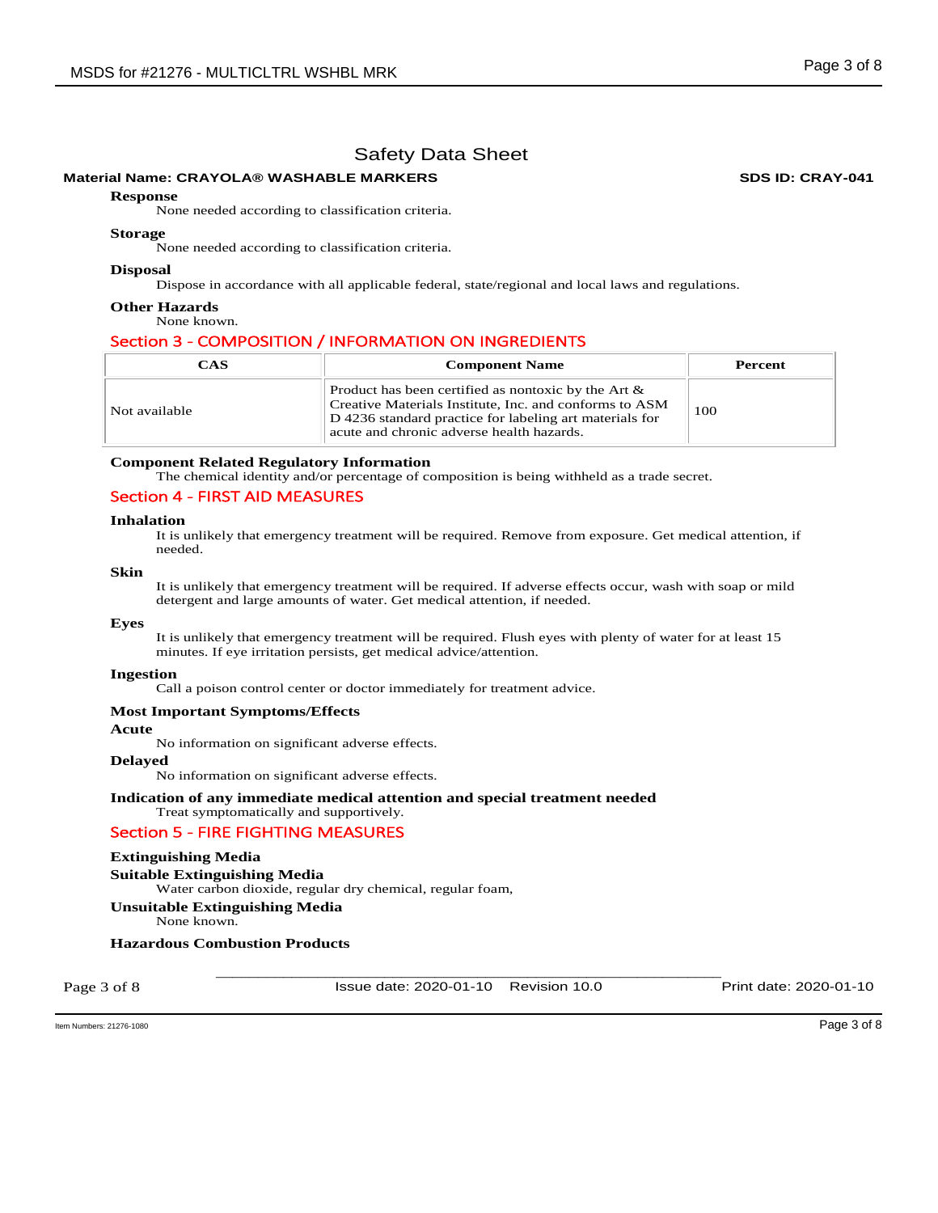# Safety Data Sheet

**Material Name: CRAYOLA® WASHABLE MARKERS** **SDS ID: CRAY-041**

**Response**

None needed according to classification criteria.

**Storage**

None needed according to classification criteria.

**Disposal**

Dispose in accordance with all applicable federal, state/regional and local laws and regulations.

**Other Hazards**

None known.

## Section 3 - COMPOSITION / INFORMATION ON INGREDIENTS

| CAS | Component Name | Percent |
|---|---|---|
| Not available | Product has been certified as nontoxic by the Art & Creative Materials Institute, Inc. and conforms to ASM D 4236 standard practice for labeling art materials for acute and chronic adverse health hazards. | 100 |

**Component Related Regulatory Information**

The chemical identity and/or percentage of composition is being withheld as a trade secret.

## Section 4 - FIRST AID MEASURES

**Inhalation**

It is unlikely that emergency treatment will be required. Remove from exposure. Get medical attention, if needed.

**Skin**

It is unlikely that emergency treatment will be required. If adverse effects occur, wash with soap or mild detergent and large amounts of water. Get medical attention, if needed.

**Eyes**

It is unlikely that emergency treatment will be required. Flush eyes with plenty of water for at least 15 minutes. If eye irritation persists, get medical advice/attention.

**Ingestion**

Call a poison control center or doctor immediately for treatment advice.

**Most Important Symptoms/Effects**

**Acute**

No information on significant adverse effects.

**Delayed**

No information on significant adverse effects.

**Indication of any immediate medical attention and special treatment needed**

Treat symptomatically and supportively.

## Section 5 - FIRE FIGHTING MEASURES

**Extinguishing Media**

**Suitable Extinguishing Media**

Water carbon dioxide, regular dry chemical, regular foam,

**Unsuitable Extinguishing Media**

None known.

**Hazardous Combustion Products**

Issue date: 2020-01-10 Revision 10.0 Print date: 2020-01-10

Item Numbers: 21276-1080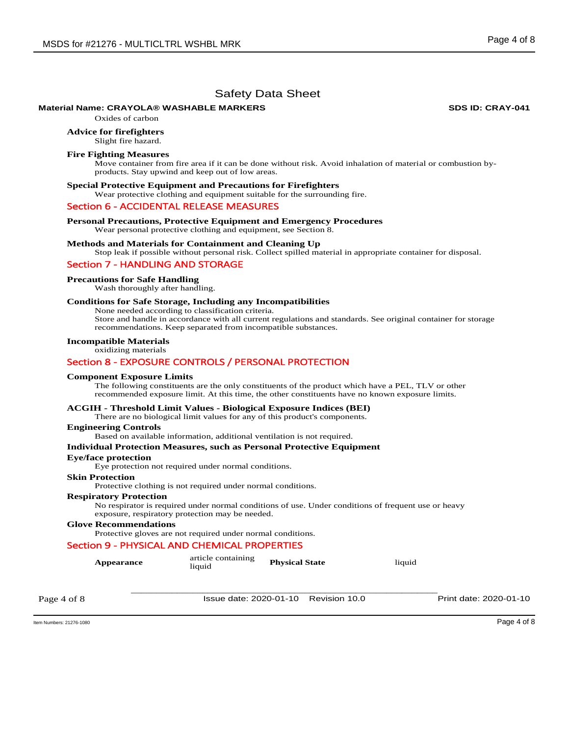# Safety Data Sheet

**Material Name: CRAYOLA® WASHABLE MARKERS** **SDS ID: CRAY-041**

Oxides of carbon

### Advice for firefighters

Slight fire hazard.

### Fire Fighting Measures

Move container from fire area if it can be done without risk. Avoid inhalation of material or combustion by-products. Stay upwind and keep out of low areas.

### Special Protective Equipment and Precautions for Firefighters

Wear protective clothing and equipment suitable for the surrounding fire.

## Section 6 - ACCIDENTAL RELEASE MEASURES

### Personal Precautions, Protective Equipment and Emergency Procedures

Wear personal protective clothing and equipment, see Section 8.

### Methods and Materials for Containment and Cleaning Up

Stop leak if possible without personal risk. Collect spilled material in appropriate container for disposal.

## Section 7 - HANDLING AND STORAGE

### Precautions for Safe Handling

Wash thoroughly after handling.

### Conditions for Safe Storage, Including any Incompatibilities

None needed according to classification criteria.
Store and handle in accordance with all current regulations and standards. See original container for storage recommendations. Keep separated from incompatible substances.

### Incompatible Materials

oxidizing materials

## Section 8 - EXPOSURE CONTROLS / PERSONAL PROTECTION

### Component Exposure Limits

The following constituents are the only constituents of the product which have a PEL, TLV or other recommended exposure limit. At this time, the other constituents have no known exposure limits.

### ACGIH - Threshold Limit Values - Biological Exposure Indices (BEI)

There are no biological limit values for any of this product's components.

### Engineering Controls

Based on available information, additional ventilation is not required.

### Individual Protection Measures, such as Personal Protective Equipment

### Eye/face protection

Eye protection not required under normal conditions.

### Skin Protection

Protective clothing is not required under normal conditions.

### Respiratory Protection

No respirator is required under normal conditions of use. Under conditions of frequent use or heavy exposure, respiratory protection may be needed.

### Glove Recommendations

Protective gloves are not required under normal conditions.

## Section 9 - PHYSICAL AND CHEMICAL PROPERTIES

| | | | |
|---|---|---|---|
| **Appearance** | article containing liquid | **Physical State** | liquid |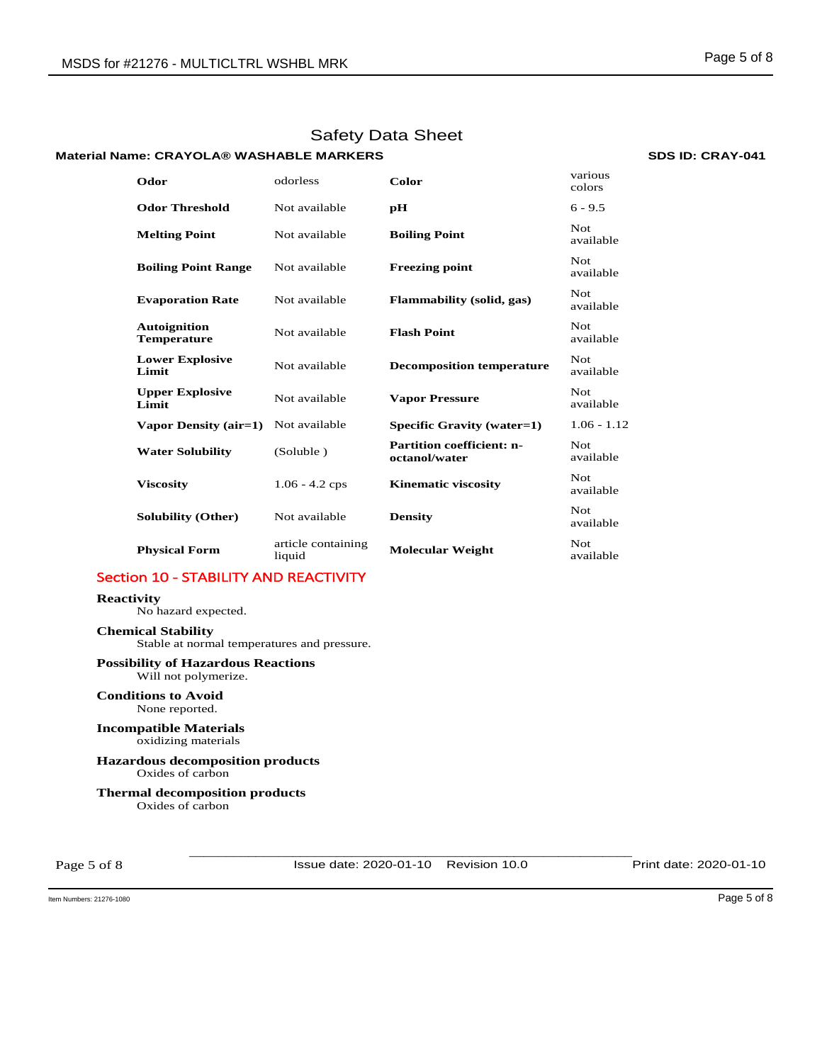# Safety Data Sheet

**Material Name: CRAYOLA® WASHABLE MARKERS** **SDS ID: CRAY-041**

| | | | |
|---|---|---|---|
| **Odor** | odorless | **Color** | various colors |
| **Odor Threshold** | Not available | **pH** | 6 - 9.5 |
| **Melting Point** | Not available | **Boiling Point** | Not available |
| **Boiling Point Range** | Not available | **Freezing point** | Not available |
| **Evaporation Rate** | Not available | **Flammability (solid, gas)** | Not available |
| **Autoignition Temperature** | Not available | **Flash Point** | Not available |
| **Lower Explosive Limit** | Not available | **Decomposition temperature** | Not available |
| **Upper Explosive Limit** | Not available | **Vapor Pressure** | Not available |
| **Vapor Density (air=1)** | Not available | **Specific Gravity (water=1)** | 1.06 - 1.12 |
| **Water Solubility** | (Soluble ) | **Partition coefficient: n-octanol/water** | Not available |
| **Viscosity** | 1.06 - 4.2 cps | **Kinematic viscosity** | Not available |
| **Solubility (Other)** | Not available | **Density** | Not available |
| **Physical Form** | article containing liquid | **Molecular Weight** | Not available |

## Section 10 - STABILITY AND REACTIVITY

**Reactivity**
No hazard expected.

**Chemical Stability**
Stable at normal temperatures and pressure.

**Possibility of Hazardous Reactions**
Will not polymerize.

**Conditions to Avoid**
None reported.

**Incompatible Materials**
oxidizing materials

**Hazardous decomposition products**
Oxides of carbon

**Thermal decomposition products**
Oxides of carbon

Issue date: 2020-01-10 Revision 10.0 Print date: 2020-01-10

Item Numbers: 21276-1080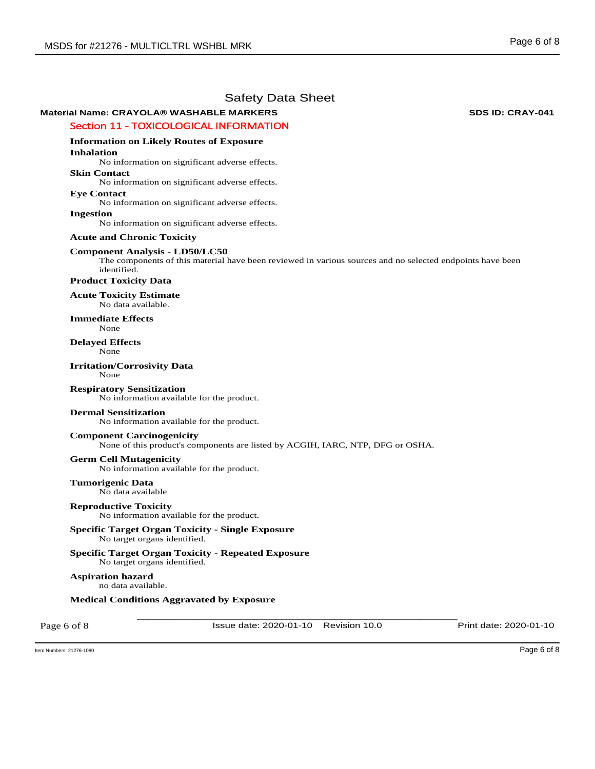# Safety Data Sheet

**Material Name: CRAYOLA® WASHABLE MARKERS** **SDS ID: CRAY-041**

## Section 11 - TOXICOLOGICAL INFORMATION

### Information on Likely Routes of Exposure

**Inhalation**

No information on significant adverse effects.

**Skin Contact**

No information on significant adverse effects.

**Eye Contact**

No information on significant adverse effects.

**Ingestion**

No information on significant adverse effects.

### Acute and Chronic Toxicity

**Component Analysis - LD50/LC50**

The components of this material have been reviewed in various sources and no selected endpoints have been identified.

**Product Toxicity Data**

**Acute Toxicity Estimate**

No data available.

**Immediate Effects**

None

**Delayed Effects**

None

**Irritation/Corrosivity Data**

None

**Respiratory Sensitization**

No information available for the product.

**Dermal Sensitization**

No information available for the product.

**Component Carcinogenicity**

None of this product's components are listed by ACGIH, IARC, NTP, DFG or OSHA.

**Germ Cell Mutagenicity**

No information available for the product.

**Tumorigenic Data**

No data available

**Reproductive Toxicity**

No information available for the product.

**Specific Target Organ Toxicity - Single Exposure**

No target organs identified.

**Specific Target Organ Toxicity - Repeated Exposure**

No target organs identified.

**Aspiration hazard**

no data available.

**Medical Conditions Aggravated by Exposure**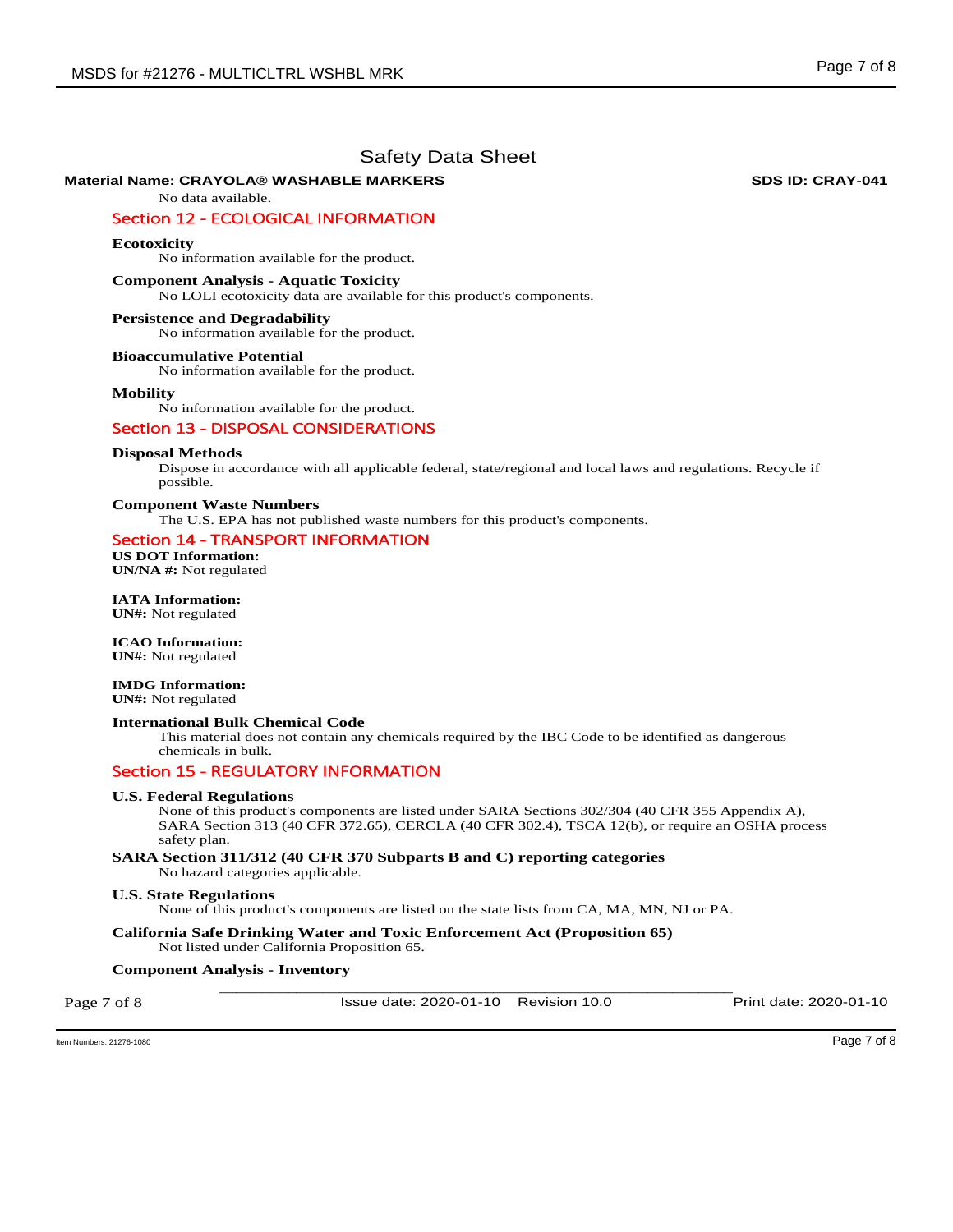# Safety Data Sheet

**Material Name: CRAYOLA® WASHABLE MARKERS** **SDS ID: CRAY-041**

No data available.

## Section 12 - ECOLOGICAL INFORMATION

**Ecotoxicity**

No information available for the product.

**Component Analysis - Aquatic Toxicity**

No LOLI ecotoxicity data are available for this product's components.

**Persistence and Degradability**

No information available for the product.

**Bioaccumulative Potential**

No information available for the product.

**Mobility**

No information available for the product.

## Section 13 - DISPOSAL CONSIDERATIONS

**Disposal Methods**

Dispose in accordance with all applicable federal, state/regional and local laws and regulations. Recycle if possible.

**Component Waste Numbers**

The U.S. EPA has not published waste numbers for this product's components.

## Section 14 - TRANSPORT INFORMATION

**US DOT Information:**
**UN/NA #:** Not regulated

**IATA Information:**
**UN#:** Not regulated

**ICAO Information:**
**UN#:** Not regulated

**IMDG Information:**
**UN#:** Not regulated

**International Bulk Chemical Code**

This material does not contain any chemicals required by the IBC Code to be identified as dangerous chemicals in bulk.

## Section 15 - REGULATORY INFORMATION

**U.S. Federal Regulations**

None of this product's components are listed under SARA Sections 302/304 (40 CFR 355 Appendix A), SARA Section 313 (40 CFR 372.65), CERCLA (40 CFR 302.4), TSCA 12(b), or require an OSHA process safety plan.

**SARA Section 311/312 (40 CFR 370 Subparts B and C) reporting categories**

No hazard categories applicable.

**U.S. State Regulations**

None of this product's components are listed on the state lists from CA, MA, MN, NJ or PA.

**California Safe Drinking Water and Toxic Enforcement Act (Proposition 65)**

Not listed under California Proposition 65.

**Component Analysis - Inventory**

Issue date: 2020-01-10 Revision 10.0 Print date: 2020-01-10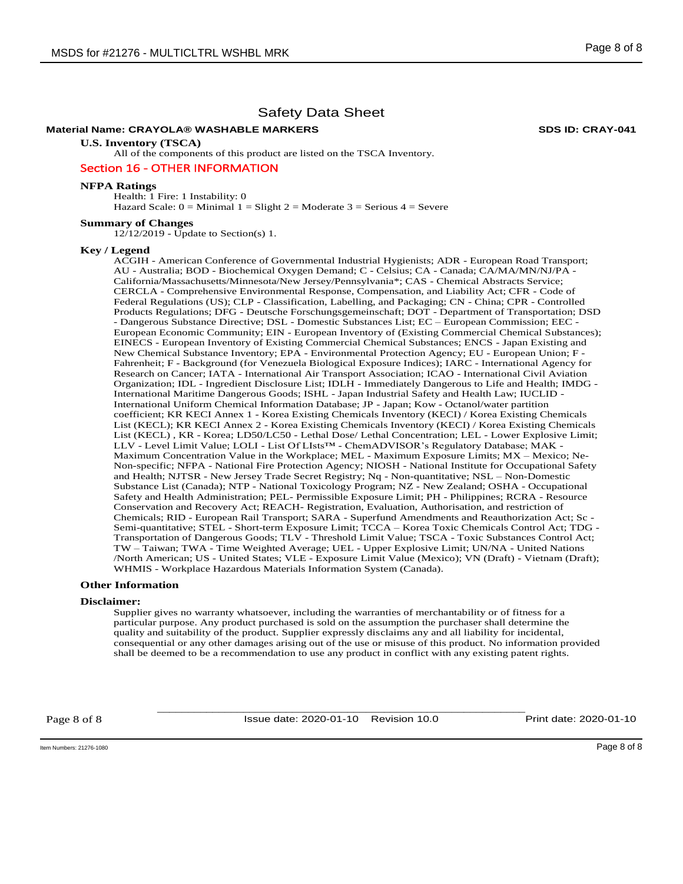# Safety Data Sheet

**Material Name: CRAYOLA® WASHABLE MARKERS** **SDS ID: CRAY-041**

**U.S. Inventory (TSCA)**

All of the components of this product are listed on the TSCA Inventory.

## Section 16 - OTHER INFORMATION

**NFPA Ratings**

Health: 1 Fire: 1 Instability: 0

Hazard Scale: 0 = Minimal 1 = Slight 2 = Moderate 3 = Serious 4 = Severe

**Summary of Changes**

12/12/2019 - Update to Section(s) 1.

**Key / Legend**

ACGIH - American Conference of Governmental Industrial Hygienists; ADR - European Road Transport; AU - Australia; BOD - Biochemical Oxygen Demand; C - Celsius; CA - Canada; CA/MA/MN/NJ/PA - California/Massachusetts/Minnesota/New Jersey/Pennsylvania*; CAS - Chemical Abstracts Service; CERCLA - Comprehensive Environmental Response, Compensation, and Liability Act; CFR - Code of Federal Regulations (US); CLP - Classification, Labelling, and Packaging; CN - China; CPR - Controlled Products Regulations; DFG - Deutsche Forschungsgemeinschaft; DOT - Department of Transportation; DSD - Dangerous Substance Directive; DSL - Domestic Substances List; EC – European Commission; EEC - European Economic Community; EIN - European Inventory of (Existing Commercial Chemical Substances); EINECS - European Inventory of Existing Commercial Chemical Substances; ENCS - Japan Existing and New Chemical Substance Inventory; EPA - Environmental Protection Agency; EU - European Union; F - Fahrenheit; F - Background (for Venezuela Biological Exposure Indices); IARC - International Agency for Research on Cancer; IATA - International Air Transport Association; ICAO - International Civil Aviation Organization; IDL - Ingredient Disclosure List; IDLH - Immediately Dangerous to Life and Health; IMDG - International Maritime Dangerous Goods; ISHL - Japan Industrial Safety and Health Law; IUCLID - International Uniform Chemical Information Database; JP - Japan; Kow - Octanol/water partition coefficient; KR KECI Annex 1 - Korea Existing Chemicals Inventory (KECI) / Korea Existing Chemicals List (KECL); KR KECI Annex 2 - Korea Existing Chemicals Inventory (KECI) / Korea Existing Chemicals List (KECL) , KR - Korea; LD50/LC50 - Lethal Dose/ Lethal Concentration; LEL - Lower Explosive Limit; LLV - Level Limit Value; LOLI - List Of LIsts™ - ChemADVISOR's Regulatory Database; MAK - Maximum Concentration Value in the Workplace; MEL - Maximum Exposure Limits; MX – Mexico; Ne- Non-specific; NFPA - National Fire Protection Agency; NIOSH - National Institute for Occupational Safety and Health; NJTSR - New Jersey Trade Secret Registry; Nq - Non-quantitative; NSL – Non-Domestic Substance List (Canada); NTP - National Toxicology Program; NZ - New Zealand; OSHA - Occupational Safety and Health Administration; PEL- Permissible Exposure Limit; PH - Philippines; RCRA - Resource Conservation and Recovery Act; REACH- Registration, Evaluation, Authorisation, and restriction of Chemicals; RID - European Rail Transport; SARA - Superfund Amendments and Reauthorization Act; Sc - Semi-quantitative; STEL - Short-term Exposure Limit; TCCA – Korea Toxic Chemicals Control Act; TDG - Transportation of Dangerous Goods; TLV - Threshold Limit Value; TSCA - Toxic Substances Control Act; TW – Taiwan; TWA - Time Weighted Average; UEL - Upper Explosive Limit; UN/NA - United Nations /North American; US - United States; VLE - Exposure Limit Value (Mexico); VN (Draft) - Vietnam (Draft); WHMIS - Workplace Hazardous Materials Information System (Canada).

**Other Information**

**Disclaimer:**

Supplier gives no warranty whatsoever, including the warranties of merchantability or of fitness for a particular purpose. Any product purchased is sold on the assumption the purchaser shall determine the quality and suitability of the product. Supplier expressly disclaims any and all liability for incidental, consequential or any other damages arising out of the use or misuse of this product. No information provided shall be deemed to be a recommendation to use any product in conflict with any existing patent rights.

Issue date: 2020-01-10 Revision 10.0 Print date: 2020-01-10